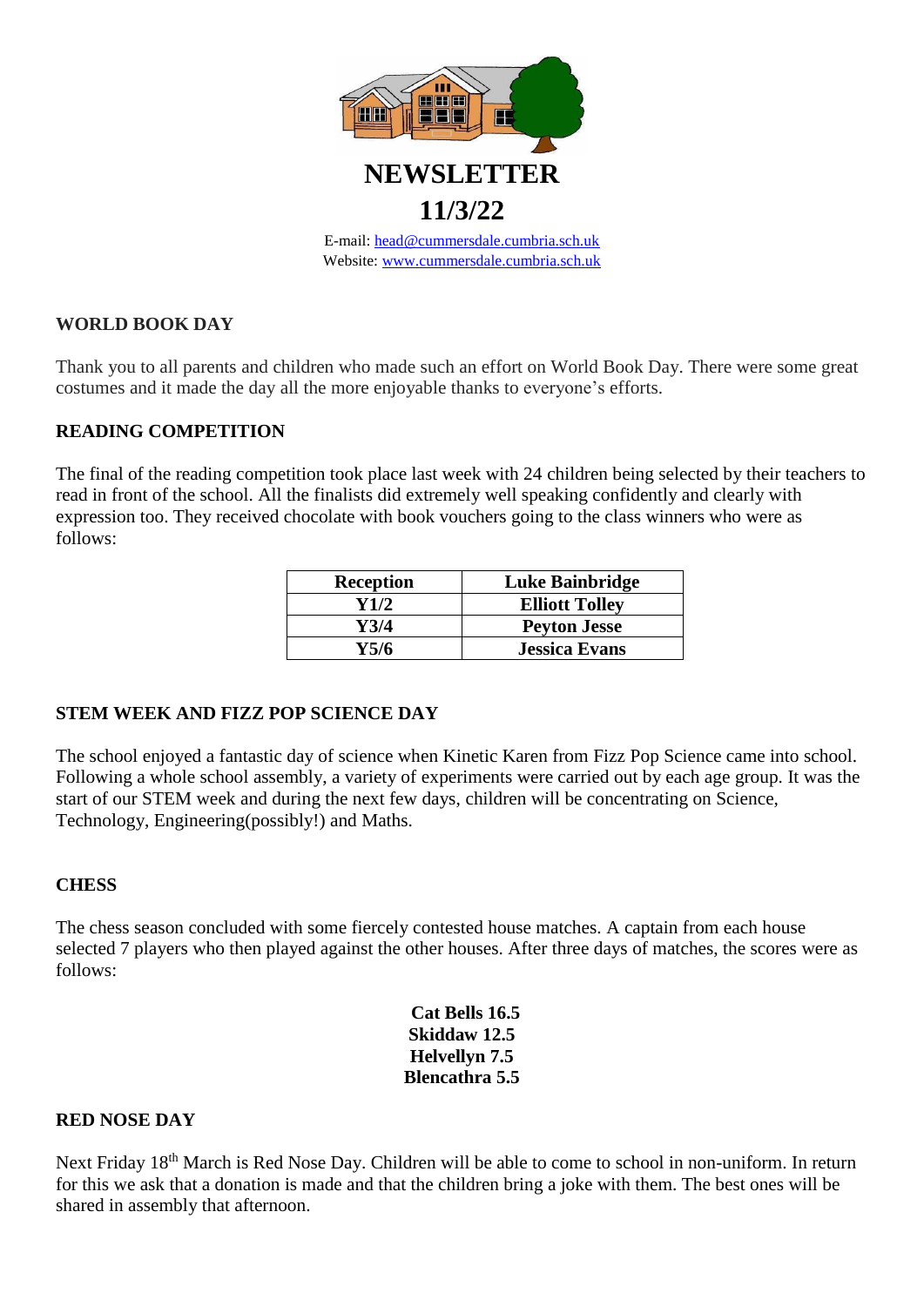# NEWSLETTER

# 11/3/22

E-mail: head@cummersdale.cumbria.sch.uk
Website: www.cummersdale.cumbria.sch.uk

## WORLD BOOK DAY

Thank you to all parents and children who made such an effort on World Book Day. There were some great costumes and it made the day all the more enjoyable thanks to everyone's efforts.

## READING COMPETITION

The final of the reading competition took place last week with 24 children being selected by their teachers to read in front of the school. All the finalists did extremely well speaking confidently and clearly with expression too. They received chocolate with book vouchers going to the class winners who were as follows:

| Reception | Luke Bainbridge |
|---|---|
| Y1/2 | Elliott Tolley |
| Y3/4 | Peyton Jesse |
| Y5/6 | Jessica Evans |

## STEM WEEK AND FIZZ POP SCIENCE DAY

The school enjoyed a fantastic day of science when Kinetic Karen from Fizz Pop Science came into school. Following a whole school assembly, a variety of experiments were carried out by each age group. It was the start of our STEM week and during the next few days, children will be concentrating on Science, Technology, Engineering(possibly!) and Maths.

## CHESS

The chess season concluded with some fiercely contested house matches. A captain from each house selected 7 players who then played against the other houses. After three days of matches, the scores were as follows:

**Cat Bells 16.5**
**Skiddaw 12.5**
**Helvellyn 7.5**
**Blencathra 5.5**

## RED NOSE DAY

Next Friday 18th March is Red Nose Day. Children will be able to come to school in non-uniform. In return for this we ask that a donation is made and that the children bring a joke with them. The best ones will be shared in assembly that afternoon.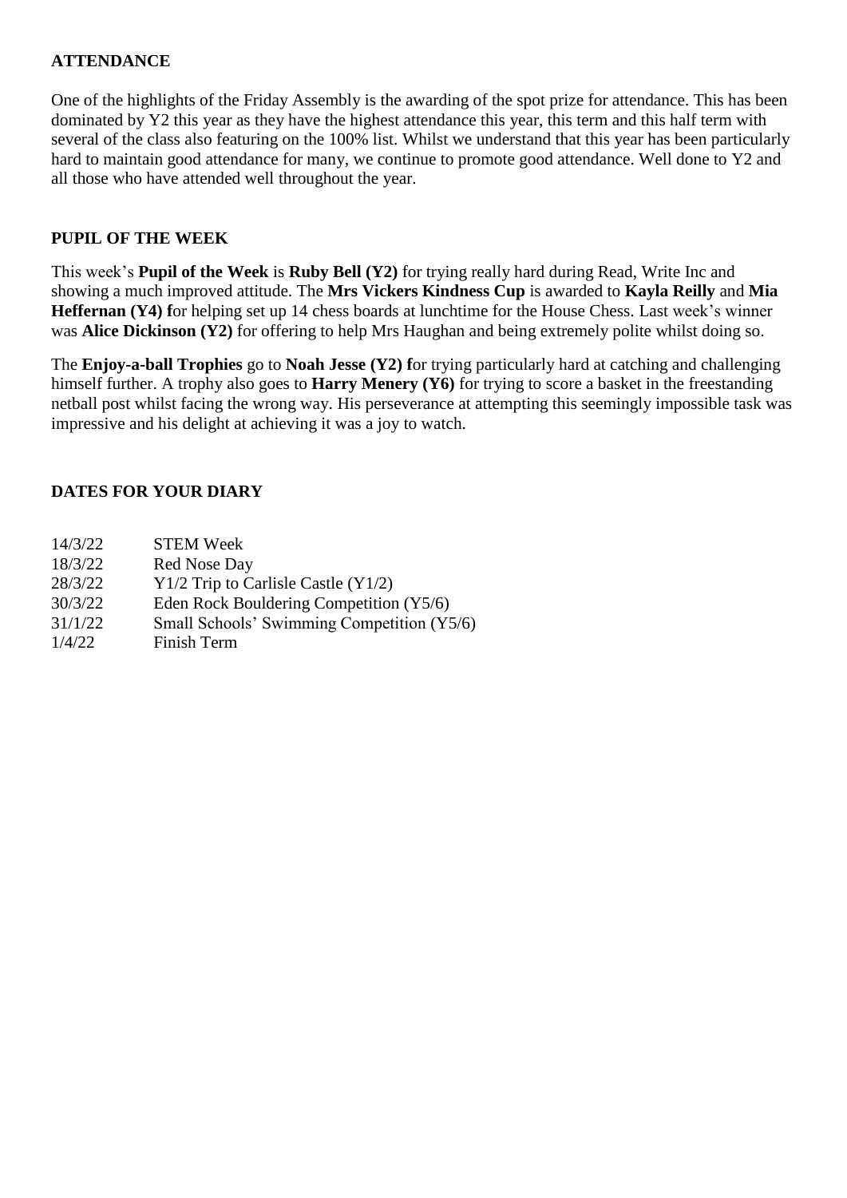## ATTENDANCE

One of the highlights of the Friday Assembly is the awarding of the spot prize for attendance. This has been dominated by Y2 this year as they have the highest attendance this year, this term and this half term with several of the class also featuring on the 100% list. Whilst we understand that this year has been particularly hard to maintain good attendance for many, we continue to promote good attendance. Well done to Y2 and all those who have attended well throughout the year.

## PUPIL OF THE WEEK

This week's **Pupil of the Week** is **Ruby Bell (Y2)** for trying really hard during Read, Write Inc and showing a much improved attitude. The **Mrs Vickers Kindness Cup** is awarded to **Kayla Reilly** and **Mia Heffernan (Y4) f**or helping set up 14 chess boards at lunchtime for the House Chess. Last week's winner was **Alice Dickinson (Y2)** for offering to help Mrs Haughan and being extremely polite whilst doing so.

The **Enjoy-a-ball Trophies** go to **Noah Jesse (Y2) f**or trying particularly hard at catching and challenging himself further. A trophy also goes to **Harry Menery (Y6)** for trying to score a basket in the freestanding netball post whilst facing the wrong way. His perseverance at attempting this seemingly impossible task was impressive and his delight at achieving it was a joy to watch.

## DATES FOR YOUR DIARY

| | |
|---|---|
| 14/3/22 | STEM Week |
| 18/3/22 | Red Nose Day |
| 28/3/22 | Y1/2 Trip to Carlisle Castle (Y1/2) |
| 30/3/22 | Eden Rock Bouldering Competition (Y5/6) |
| 31/1/22 | Small Schools' Swimming Competition (Y5/6) |
| 1/4/22 | Finish Term |